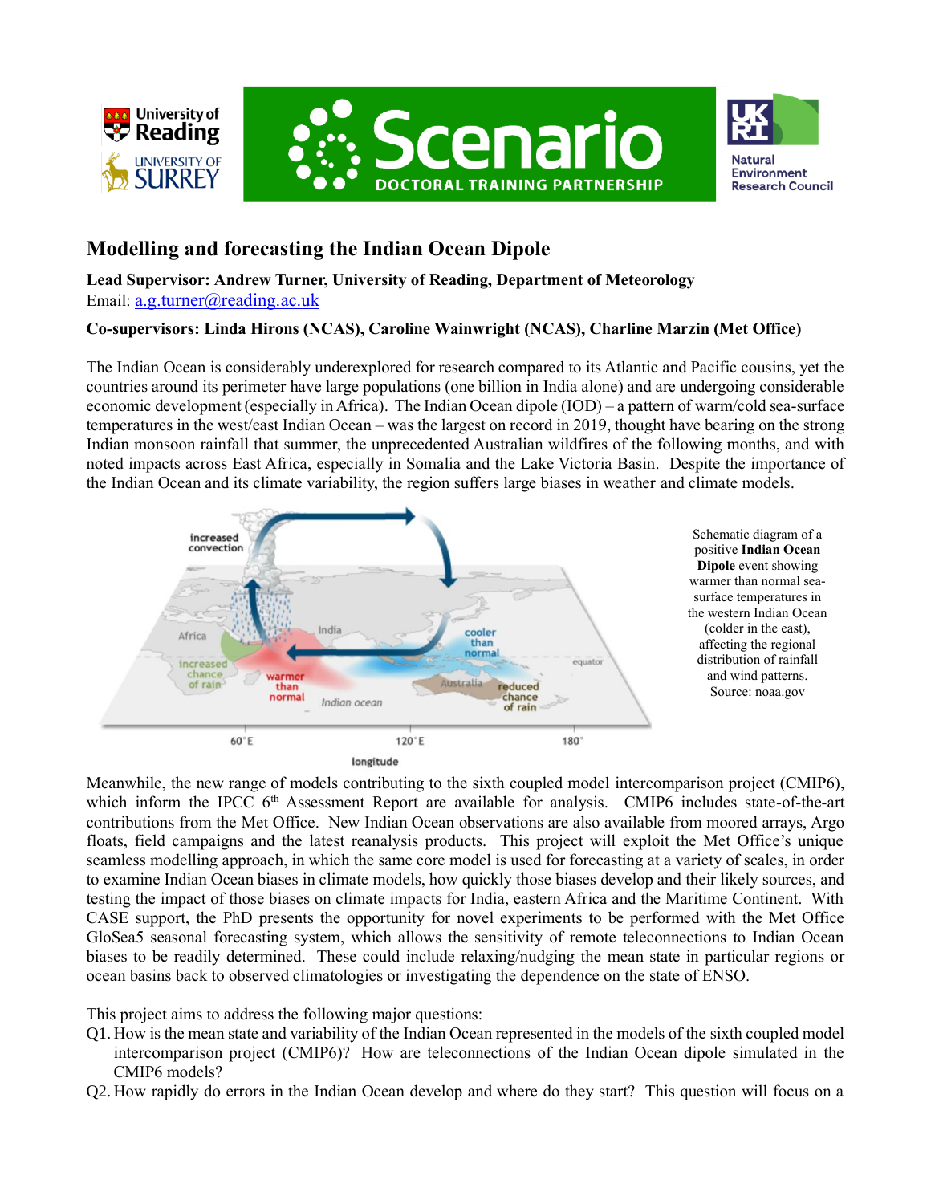# Modelling and forecasting the Indian Ocean Dipole

**Lead Supervisor: Andrew Turner, University of Reading, Department of Meteorology**
Email: a.g.turner@reading.ac.uk

**Co-supervisors: Linda Hirons (NCAS), Caroline Wainwright (NCAS), Charline Marzin (Met Office)**

The Indian Ocean is considerably underexplored for research compared to its Atlantic and Pacific cousins, yet the countries around its perimeter have large populations (one billion in India alone) and are undergoing considerable economic development (especially in Africa). The Indian Ocean dipole (IOD) – a pattern of warm/cold sea-surface temperatures in the west/east Indian Ocean – was the largest on record in 2019, thought have bearing on the strong Indian monsoon rainfall that summer, the unprecedented Australian wildfires of the following months, and with noted impacts across East Africa, especially in Somalia and the Lake Victoria Basin. Despite the importance of the Indian Ocean and its climate variability, the region suffers large biases in weather and climate models.

Schematic diagram of a positive **Indian Ocean Dipole** event showing warmer than normal sea-surface temperatures in the western Indian Ocean (colder in the east), affecting the regional distribution of rainfall and wind patterns. Source: noaa.gov

Meanwhile, the new range of models contributing to the sixth coupled model intercomparison project (CMIP6), which inform the IPCC 6th Assessment Report are available for analysis. CMIP6 includes state-of-the-art contributions from the Met Office. New Indian Ocean observations are also available from moored arrays, Argo floats, field campaigns and the latest reanalysis products. This project will exploit the Met Office's unique seamless modelling approach, in which the same core model is used for forecasting at a variety of scales, in order to examine Indian Ocean biases in climate models, how quickly those biases develop and their likely sources, and testing the impact of those biases on climate impacts for India, eastern Africa and the Maritime Continent. With CASE support, the PhD presents the opportunity for novel experiments to be performed with the Met Office GloSea5 seasonal forecasting system, which allows the sensitivity of remote teleconnections to Indian Ocean biases to be readily determined. These could include relaxing/nudging the mean state in particular regions or ocean basins back to observed climatologies or investigating the dependence on the state of ENSO.

This project aims to address the following major questions:

- Q1. How is the mean state and variability of the Indian Ocean represented in the models of the sixth coupled model intercomparison project (CMIP6)? How are teleconnections of the Indian Ocean dipole simulated in the CMIP6 models?
- Q2. How rapidly do errors in the Indian Ocean develop and where do they start? This question will focus on a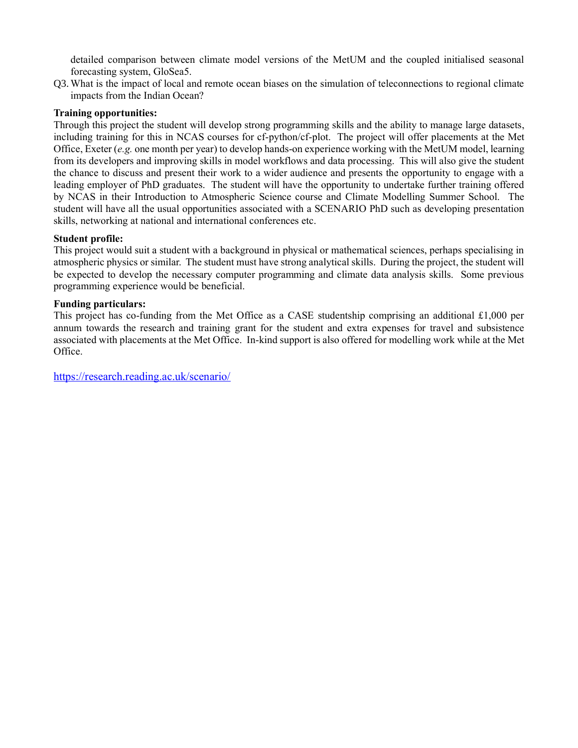detailed comparison between climate model versions of the MetUM and the coupled initialised seasonal forecasting system, GloSea5.

Q3. What is the impact of local and remote ocean biases on the simulation of teleconnections to regional climate impacts from the Indian Ocean?

**Training opportunities:**
Through this project the student will develop strong programming skills and the ability to manage large datasets, including training for this in NCAS courses for cf-python/cf-plot. The project will offer placements at the Met Office, Exeter (*e.g.* one month per year) to develop hands-on experience working with the MetUM model, learning from its developers and improving skills in model workflows and data processing. This will also give the student the chance to discuss and present their work to a wider audience and presents the opportunity to engage with a leading employer of PhD graduates. The student will have the opportunity to undertake further training offered by NCAS in their Introduction to Atmospheric Science course and Climate Modelling Summer School. The student will have all the usual opportunities associated with a SCENARIO PhD such as developing presentation skills, networking at national and international conferences etc.

**Student profile:**
This project would suit a student with a background in physical or mathematical sciences, perhaps specialising in atmospheric physics or similar. The student must have strong analytical skills. During the project, the student will be expected to develop the necessary computer programming and climate data analysis skills. Some previous programming experience would be beneficial.

**Funding particulars:**
This project has co-funding from the Met Office as a CASE studentship comprising an additional £1,000 per annum towards the research and training grant for the student and extra expenses for travel and subsistence associated with placements at the Met Office. In-kind support is also offered for modelling work while at the Met Office.

https://research.reading.ac.uk/scenario/